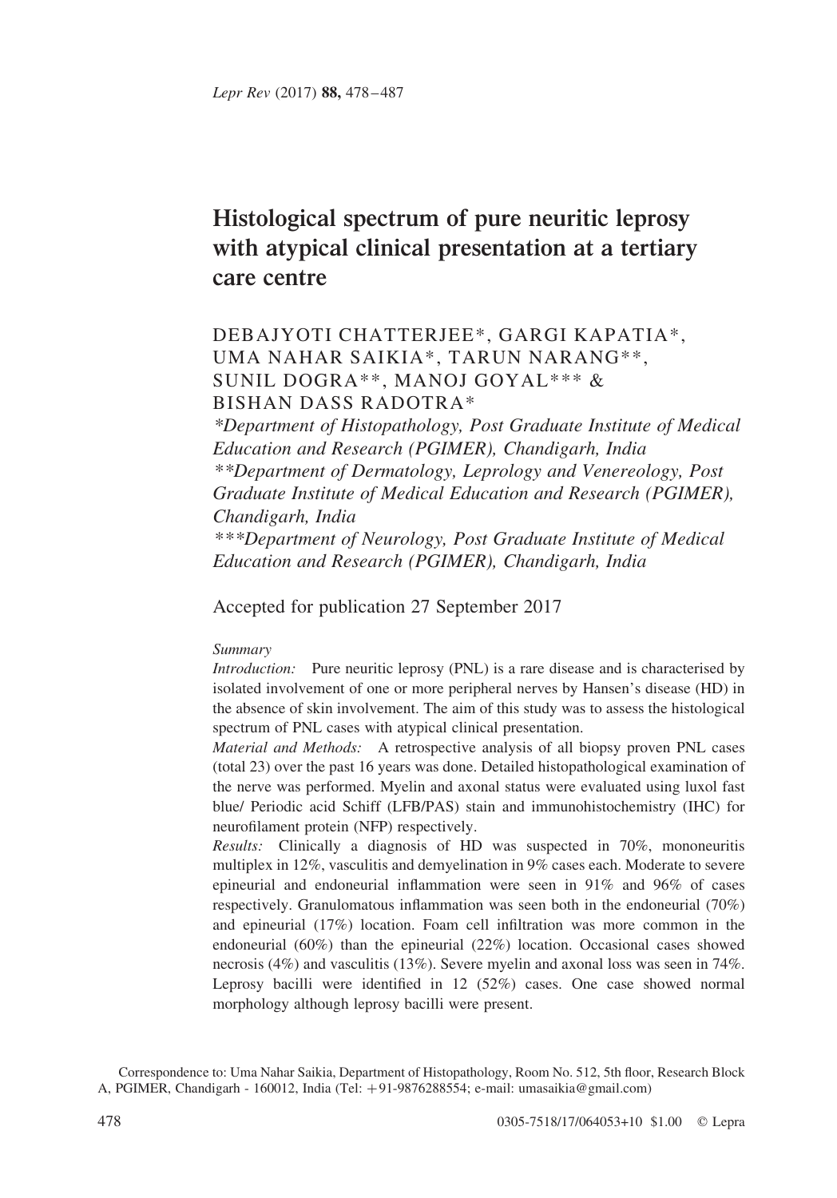# Histological spectrum of pure neuritic leprosy with atypical clinical presentation at a tertiary care centre

DEBAJYOTI CHATTERJEE*, GARGI KAPATIA*, UMA NAHAR SAIKIA*, TARUN NARANG**, SUNIL DOGRA**, MANOJ GOYAL*** & BISHAN DASS RADOTRA*

*\*Department of Histopathology, Post Graduate Institute of Medical Education and Research (PGIMER), Chandigarh, India*

*\*\*Department of Dermatology, Leprology and Venereology, Post Graduate Institute of Medical Education and Research (PGIMER), Chandigarh, India*

*\*\*\*Department of Neurology, Post Graduate Institute of Medical Education and Research (PGIMER), Chandigarh, India*

Accepted for publication 27 September 2017

*Summary*

*Introduction:* Pure neuritic leprosy (PNL) is a rare disease and is characterised by isolated involvement of one or more peripheral nerves by Hansen's disease (HD) in the absence of skin involvement. The aim of this study was to assess the histological spectrum of PNL cases with atypical clinical presentation.

*Material and Methods:* A retrospective analysis of all biopsy proven PNL cases (total 23) over the past 16 years was done. Detailed histopathological examination of the nerve was performed. Myelin and axonal status were evaluated using luxol fast blue/ Periodic acid Schiff (LFB/PAS) stain and immunohistochemistry (IHC) for neurofilament protein (NFP) respectively.

*Results:* Clinically a diagnosis of HD was suspected in 70%, mononeuritis multiplex in 12%, vasculitis and demyelination in 9% cases each. Moderate to severe epineurial and endoneurial inflammation were seen in 91% and 96% of cases respectively. Granulomatous inflammation was seen both in the endoneurial (70%) and epineurial (17%) location. Foam cell infiltration was more common in the endoneurial (60%) than the epineurial (22%) location. Occasional cases showed necrosis (4%) and vasculitis (13%). Severe myelin and axonal loss was seen in 74%. Leprosy bacilli were identified in 12 (52%) cases. One case showed normal morphology although leprosy bacilli were present.

Correspondence to: Uma Nahar Saikia, Department of Histopathology, Room No. 512, 5th floor, Research Block A, PGIMER, Chandigarh - 160012, India (Tel: +91-9876288554; e-mail: umasaikia@gmail.com)

0305-7518/17/064053+10 $1.00 © Lepra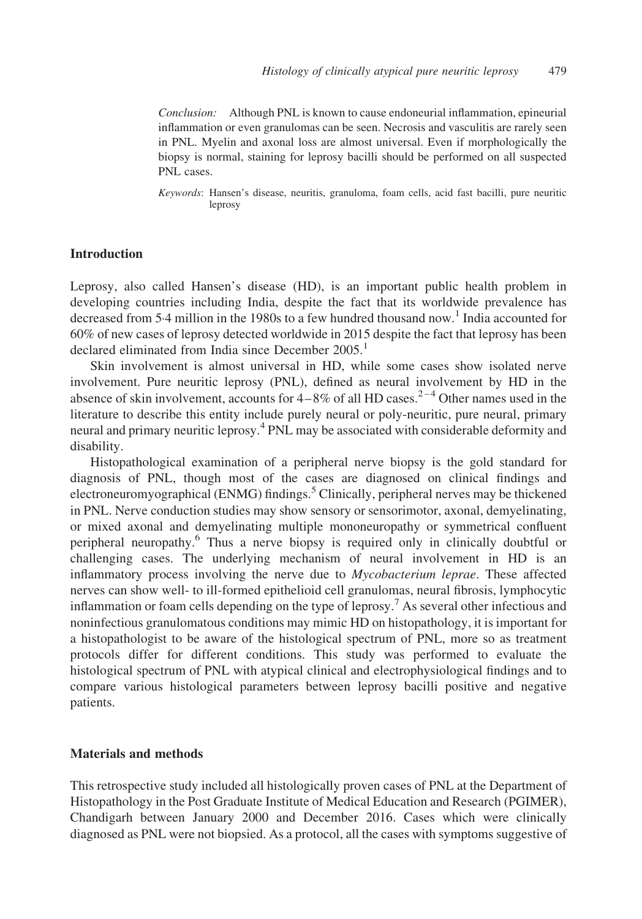*Conclusion:* Although PNL is known to cause endoneurial inflammation, epineurial inflammation or even granulomas can be seen. Necrosis and vasculitis are rarely seen in PNL. Myelin and axonal loss are almost universal. Even if morphologically the biopsy is normal, staining for leprosy bacilli should be performed on all suspected PNL cases.

*Keywords*: Hansen's disease, neuritis, granuloma, foam cells, acid fast bacilli, pure neuritic leprosy

## Introduction

Leprosy, also called Hansen's disease (HD), is an important public health problem in developing countries including India, despite the fact that its worldwide prevalence has decreased from 5·4 million in the 1980s to a few hundred thousand now.[1] India accounted for 60% of new cases of leprosy detected worldwide in 2015 despite the fact that leprosy has been declared eliminated from India since December 2005.[1]

Skin involvement is almost universal in HD, while some cases show isolated nerve involvement. Pure neuritic leprosy (PNL), defined as neural involvement by HD in the absence of skin involvement, accounts for 4–8% of all HD cases.[2–4] Other names used in the literature to describe this entity include purely neural or poly-neuritic, pure neural, primary neural and primary neuritic leprosy.[4] PNL may be associated with considerable deformity and disability.

Histopathological examination of a peripheral nerve biopsy is the gold standard for diagnosis of PNL, though most of the cases are diagnosed on clinical findings and electroneuromyographical (ENMG) findings.[5] Clinically, peripheral nerves may be thickened in PNL. Nerve conduction studies may show sensory or sensorimotor, axonal, demyelinating, or mixed axonal and demyelinating multiple mononeuropathy or symmetrical confluent peripheral neuropathy.[6] Thus a nerve biopsy is required only in clinically doubtful or challenging cases. The underlying mechanism of neural involvement in HD is an inflammatory process involving the nerve due to *Mycobacterium leprae*. These affected nerves can show well- to ill-formed epithelioid cell granulomas, neural fibrosis, lymphocytic inflammation or foam cells depending on the type of leprosy.[7] As several other infectious and noninfectious granulomatous conditions may mimic HD on histopathology, it is important for a histopathologist to be aware of the histological spectrum of PNL, more so as treatment protocols differ for different conditions. This study was performed to evaluate the histological spectrum of PNL with atypical clinical and electrophysiological findings and to compare various histological parameters between leprosy bacilli positive and negative patients.

## Materials and methods

This retrospective study included all histologically proven cases of PNL at the Department of Histopathology in the Post Graduate Institute of Medical Education and Research (PGIMER), Chandigarh between January 2000 and December 2016. Cases which were clinically diagnosed as PNL were not biopsied. As a protocol, all the cases with symptoms suggestive of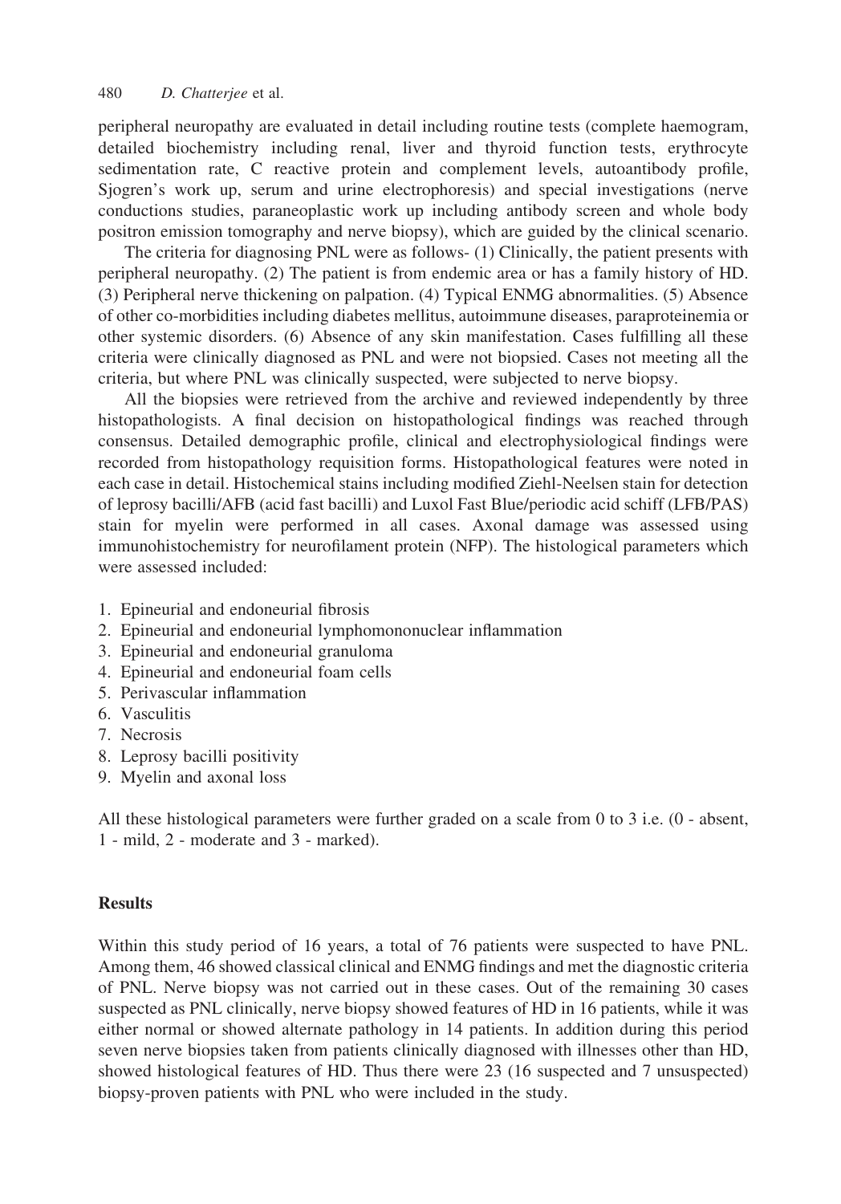peripheral neuropathy are evaluated in detail including routine tests (complete haemogram, detailed biochemistry including renal, liver and thyroid function tests, erythrocyte sedimentation rate, C reactive protein and complement levels, autoantibody profile, Sjogren's work up, serum and urine electrophoresis) and special investigations (nerve conductions studies, paraneoplastic work up including antibody screen and whole body positron emission tomography and nerve biopsy), which are guided by the clinical scenario.

The criteria for diagnosing PNL were as follows- (1) Clinically, the patient presents with peripheral neuropathy. (2) The patient is from endemic area or has a family history of HD. (3) Peripheral nerve thickening on palpation. (4) Typical ENMG abnormalities. (5) Absence of other co-morbidities including diabetes mellitus, autoimmune diseases, paraproteinemia or other systemic disorders. (6) Absence of any skin manifestation. Cases fulfilling all these criteria were clinically diagnosed as PNL and were not biopsied. Cases not meeting all the criteria, but where PNL was clinically suspected, were subjected to nerve biopsy.

All the biopsies were retrieved from the archive and reviewed independently by three histopathologists. A final decision on histopathological findings was reached through consensus. Detailed demographic profile, clinical and electrophysiological findings were recorded from histopathology requisition forms. Histopathological features were noted in each case in detail. Histochemical stains including modified Ziehl-Neelsen stain for detection of leprosy bacilli/AFB (acid fast bacilli) and Luxol Fast Blue/periodic acid schiff (LFB/PAS) stain for myelin were performed in all cases. Axonal damage was assessed using immunohistochemistry for neurofilament protein (NFP). The histological parameters which were assessed included:

1. Epineurial and endoneurial fibrosis
2. Epineurial and endoneurial lymphomononuclear inflammation
3. Epineurial and endoneurial granuloma
4. Epineurial and endoneurial foam cells
5. Perivascular inflammation
6. Vasculitis
7. Necrosis
8. Leprosy bacilli positivity
9. Myelin and axonal loss

All these histological parameters were further graded on a scale from 0 to 3 i.e. (0 - absent, 1 - mild, 2 - moderate and 3 - marked).

## Results

Within this study period of 16 years, a total of 76 patients were suspected to have PNL. Among them, 46 showed classical clinical and ENMG findings and met the diagnostic criteria of PNL. Nerve biopsy was not carried out in these cases. Out of the remaining 30 cases suspected as PNL clinically, nerve biopsy showed features of HD in 16 patients, while it was either normal or showed alternate pathology in 14 patients. In addition during this period seven nerve biopsies taken from patients clinically diagnosed with illnesses other than HD, showed histological features of HD. Thus there were 23 (16 suspected and 7 unsuspected) biopsy-proven patients with PNL who were included in the study.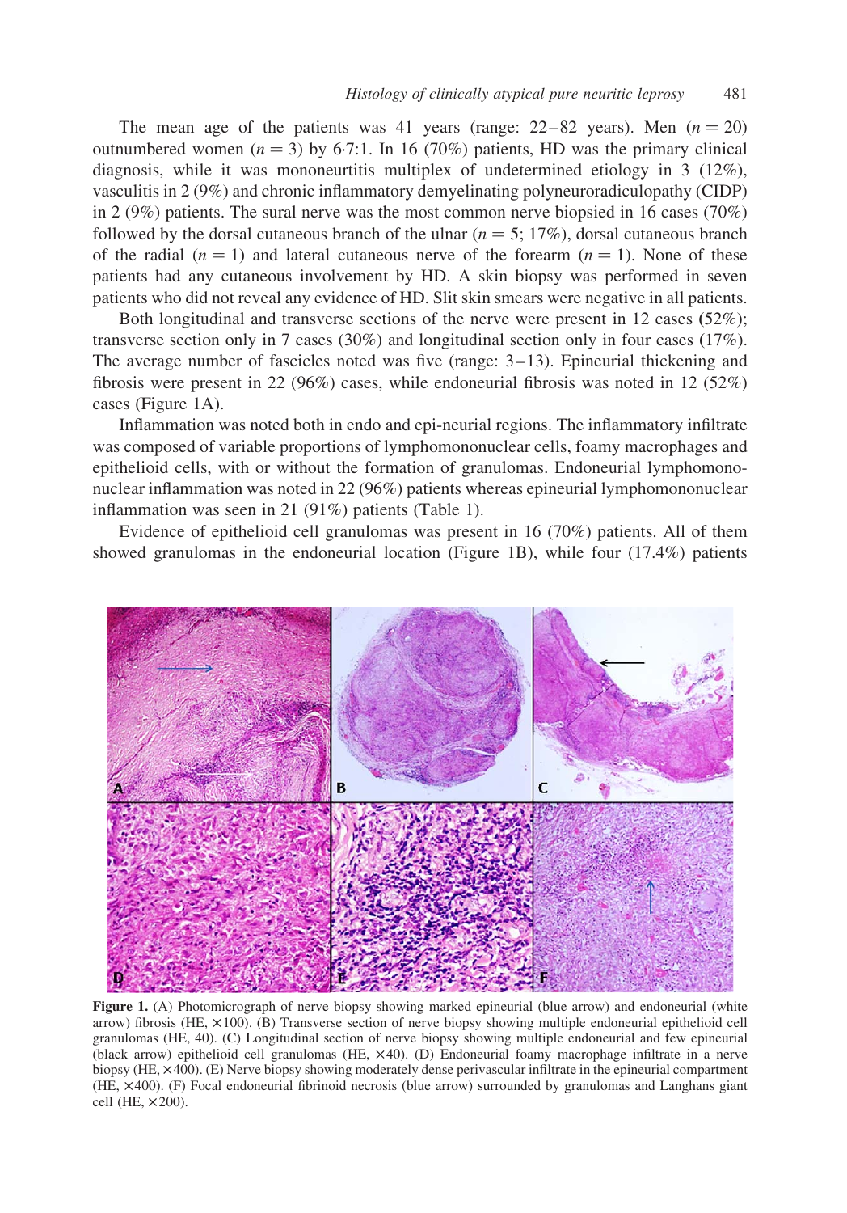The mean age of the patients was 41 years (range: 22–82 years). Men ($n = 20$) outnumbered women ($n = 3$) by 6·7:1. In 16 (70%) patients, HD was the primary clinical diagnosis, while it was mononeurtitis multiplex of undetermined etiology in 3 (12%), vasculitis in 2 (9%) and chronic inflammatory demyelinating polyneuroradiculopathy (CIDP) in 2 (9%) patients. The sural nerve was the most common nerve biopsied in 16 cases (70%) followed by the dorsal cutaneous branch of the ulnar ($n = 5$; 17%), dorsal cutaneous branch of the radial ($n = 1$) and lateral cutaneous nerve of the forearm ($n = 1$). None of these patients had any cutaneous involvement by HD. A skin biopsy was performed in seven patients who did not reveal any evidence of HD. Slit skin smears were negative in all patients.

Both longitudinal and transverse sections of the nerve were present in 12 cases (52%); transverse section only in 7 cases (30%) and longitudinal section only in four cases (17%). The average number of fascicles noted was five (range: 3–13). Epineurial thickening and fibrosis were present in 22 (96%) cases, while endoneurial fibrosis was noted in 12 (52%) cases (Figure 1A).

Inflammation was noted both in endo and epi-neurial regions. The inflammatory infiltrate was composed of variable proportions of lymphomononuclear cells, foamy macrophages and epithelioid cells, with or without the formation of granulomas. Endoneurial lymphomononuclear inflammation was noted in 22 (96%) patients whereas epineurial lymphomononuclear inflammation was seen in 21 (91%) patients (Table 1).

Evidence of epithelioid cell granulomas was present in 16 (70%) patients. All of them showed granulomas in the endoneurial location (Figure 1B), while four (17.4%) patients

**Figure 1.** (A) Photomicrograph of nerve biopsy showing marked epineurial (blue arrow) and endoneurial (white arrow) fibrosis (HE, ×100). (B) Transverse section of nerve biopsy showing multiple endoneurial epithelioid cell granulomas (HE, 40). (C) Longitudinal section of nerve biopsy showing multiple endoneurial and few epineurial (black arrow) epithelioid cell granulomas (HE, ×40). (D) Endoneurial foamy macrophage infiltrate in a nerve biopsy (HE, ×400). (E) Nerve biopsy showing moderately dense perivascular infiltrate in the epineurial compartment (HE, ×400). (F) Focal endoneurial fibrinoid necrosis (blue arrow) surrounded by granulomas and Langhans giant cell (HE, ×200).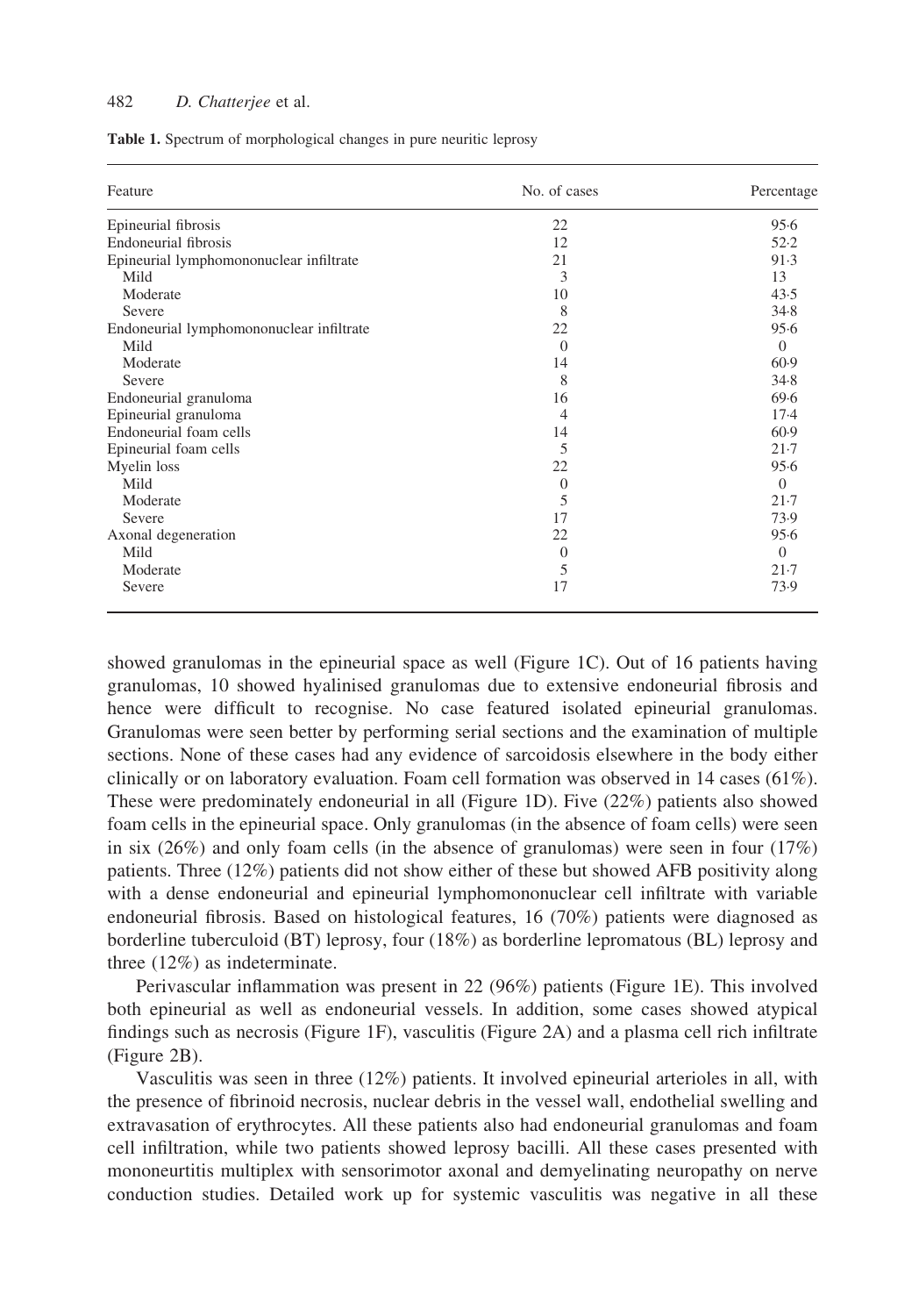**Table 1.** Spectrum of morphological changes in pure neuritic leprosy

| Feature | No. of cases | Percentage |
|---|---|---|
| Epineurial fibrosis | 22 | 95·6 |
| Endoneurial fibrosis | 12 | 52·2 |
| Epineurial lymphomononuclear infiltrate | 21 | 91·3 |
| Mild | 3 | 13 |
| Moderate | 10 | 43·5 |
| Severe | 8 | 34·8 |
| Endoneurial lymphomononuclear infiltrate | 22 | 95·6 |
| Mild | 0 | 0 |
| Moderate | 14 | 60·9 |
| Severe | 8 | 34·8 |
| Endoneurial granuloma | 16 | 69·6 |
| Epineurial granuloma | 4 | 17·4 |
| Endoneurial foam cells | 14 | 60·9 |
| Epineurial foam cells | 5 | 21·7 |
| Myelin loss | 22 | 95·6 |
| Mild | 0 | 0 |
| Moderate | 5 | 21·7 |
| Severe | 17 | 73·9 |
| Axonal degeneration | 22 | 95·6 |
| Mild | 0 | 0 |
| Moderate | 5 | 21·7 |
| Severe | 17 | 73·9 |

showed granulomas in the epineurial space as well (Figure 1C). Out of 16 patients having granulomas, 10 showed hyalinised granulomas due to extensive endoneurial fibrosis and hence were difficult to recognise. No case featured isolated epineurial granulomas. Granulomas were seen better by performing serial sections and the examination of multiple sections. None of these cases had any evidence of sarcoidosis elsewhere in the body either clinically or on laboratory evaluation. Foam cell formation was observed in 14 cases (61%). These were predominately endoneurial in all (Figure 1D). Five (22%) patients also showed foam cells in the epineurial space. Only granulomas (in the absence of foam cells) were seen in six (26%) and only foam cells (in the absence of granulomas) were seen in four (17%) patients. Three (12%) patients did not show either of these but showed AFB positivity along with a dense endoneurial and epineurial lymphomononuclear cell infiltrate with variable endoneurial fibrosis. Based on histological features, 16 (70%) patients were diagnosed as borderline tuberculoid (BT) leprosy, four (18%) as borderline lepromatous (BL) leprosy and three (12%) as indeterminate.

Perivascular inflammation was present in 22 (96%) patients (Figure 1E). This involved both epineurial as well as endoneurial vessels. In addition, some cases showed atypical findings such as necrosis (Figure 1F), vasculitis (Figure 2A) and a plasma cell rich infiltrate (Figure 2B).

Vasculitis was seen in three (12%) patients. It involved epineurial arterioles in all, with the presence of fibrinoid necrosis, nuclear debris in the vessel wall, endothelial swelling and extravasation of erythrocytes. All these patients also had endoneurial granulomas and foam cell infiltration, while two patients showed leprosy bacilli. All these cases presented with mononeurtitis multiplex with sensorimotor axonal and demyelinating neuropathy on nerve conduction studies. Detailed work up for systemic vasculitis was negative in all these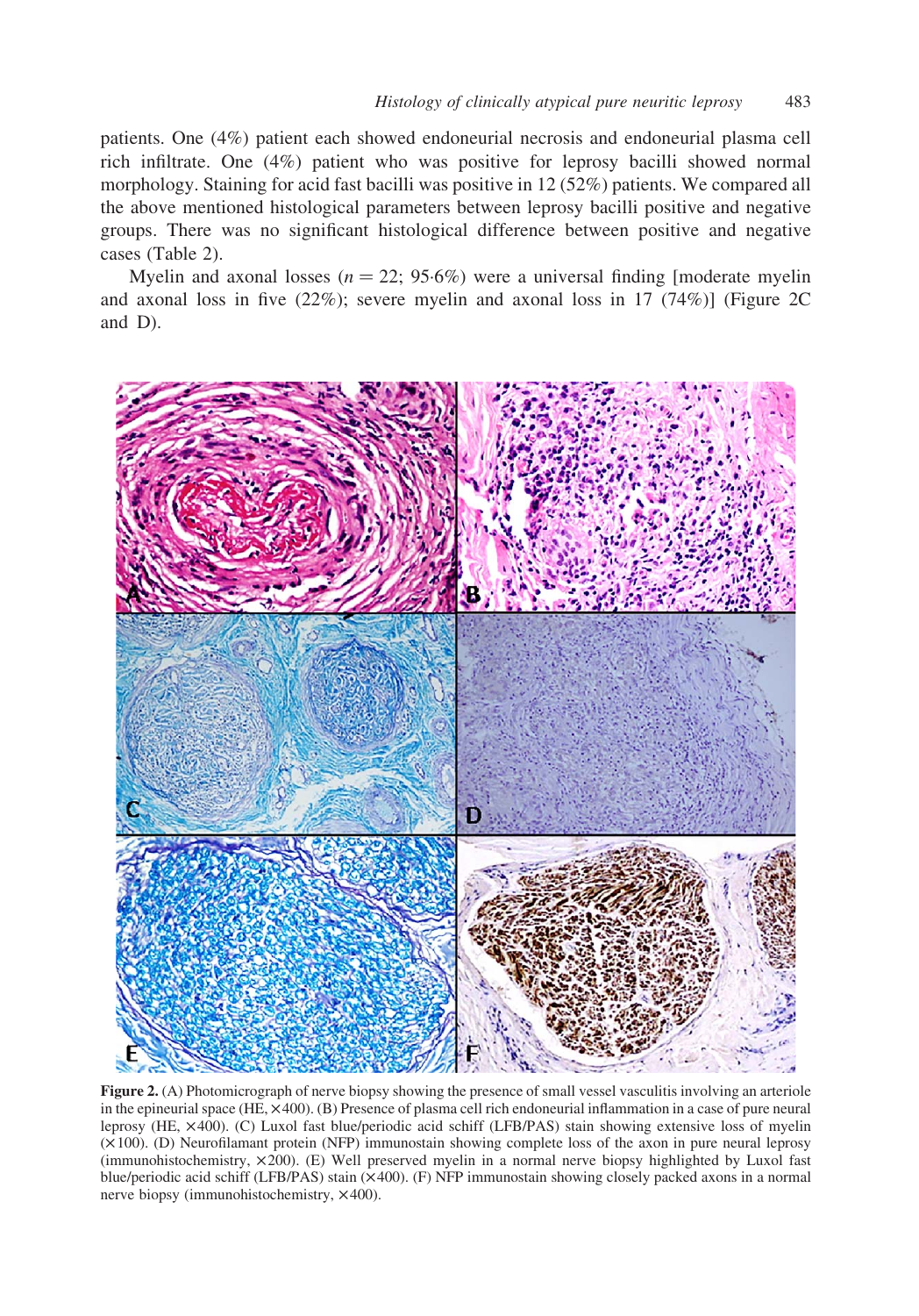patients. One (4%) patient each showed endoneural necrosis and endoneural plasma cell rich infiltrate. One (4%) patient who was positive for leprosy bacilli showed normal morphology. Staining for acid fast bacilli was positive in 12 (52%) patients. We compared all the above mentioned histological parameters between leprosy bacilli positive and negative groups. There was no significant histological difference between positive and negative cases (Table 2).

Myelin and axonal losses ($n = 22$; 95·6%) were a universal finding [moderate myelin and axonal loss in five (22%); severe myelin and axonal loss in 17 (74%)] (Figure 2C and D).

**Figure 2.** (A) Photomicrograph of nerve biopsy showing the presence of small vessel vasculitis involving an arteriole in the epineurial space (HE, ×400). (B) Presence of plasma cell rich endoneurial inflammation in a case of pure neural leprosy (HE, ×400). (C) Luxol fast blue/periodic acid schiff (LFB/PAS) stain showing extensive loss of myelin (×100). (D) Neurofilamant protein (NFP) immunostain showing complete loss of the axon in pure neural leprosy (immunohistochemistry, ×200). (E) Well preserved myelin in a normal nerve biopsy highlighted by Luxol fast blue/periodic acid schiff (LFB/PAS) stain (×400). (F) NFP immunostain showing closely packed axons in a normal nerve biopsy (immunohistochemistry, ×400).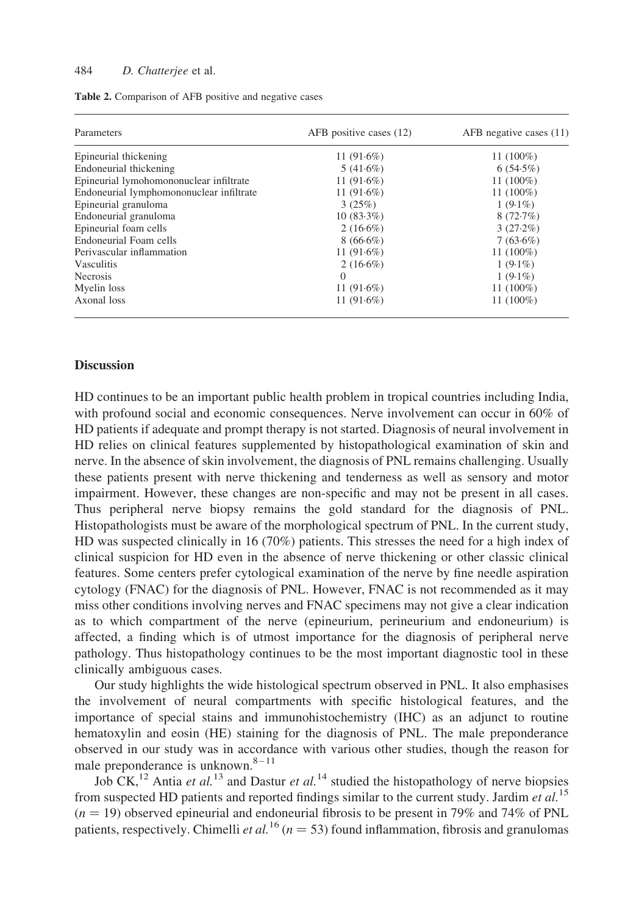**Table 2.** Comparison of AFB positive and negative cases

| Parameters | AFB positive cases (12) | AFB negative cases (11) |
|---|---|---|
| Epineurial thickening | 11 (91·6%) | 11 (100%) |
| Endoneurial thickening | 5 (41·6%) | 6 (54·5%) |
| Epineurial lymohomononuclear infiltrate | 11 (91·6%) | 11 (100%) |
| Endoneurial lymphomononuclear infiltrate | 11 (91·6%) | 11 (100%) |
| Epineurial granuloma | 3 (25%) | 1 (9·1%) |
| Endoneurial granuloma | 10 (83·3%) | 8 (72·7%) |
| Epineurial foam cells | 2 (16·6%) | 3 (27·2%) |
| Endoneurial Foam cells | 8 (66·6%) | 7 (63·6%) |
| Perivascular inflammation | 11 (91·6%) | 11 (100%) |
| Vasculitis | 2 (16·6%) | 1 (9·1%) |
| Necrosis | 0 | 1 (9·1%) |
| Myelin loss | 11 (91·6%) | 11 (100%) |
| Axonal loss | 11 (91·6%) | 11 (100%) |

## Discussion

HD continues to be an important public health problem in tropical countries including India, with profound social and economic consequences. Nerve involvement can occur in 60% of HD patients if adequate and prompt therapy is not started. Diagnosis of neural involvement in HD relies on clinical features supplemented by histopathological examination of skin and nerve. In the absence of skin involvement, the diagnosis of PNL remains challenging. Usually these patients present with nerve thickening and tenderness as well as sensory and motor impairment. However, these changes are non-specific and may not be present in all cases. Thus peripheral nerve biopsy remains the gold standard for the diagnosis of PNL. Histopathologists must be aware of the morphological spectrum of PNL. In the current study, HD was suspected clinically in 16 (70%) patients. This stresses the need for a high index of clinical suspicion for HD even in the absence of nerve thickening or other classic clinical features. Some centers prefer cytological examination of the nerve by fine needle aspiration cytology (FNAC) for the diagnosis of PNL. However, FNAC is not recommended as it may miss other conditions involving nerves and FNAC specimens may not give a clear indication as to which compartment of the nerve (epineurium, perineurium and endoneurium) is affected, a finding which is of utmost importance for the diagnosis of peripheral nerve pathology. Thus histopathology continues to be the most important diagnostic tool in these clinically ambiguous cases.

Our study highlights the wide histological spectrum observed in PNL. It also emphasises the involvement of neural compartments with specific histological features, and the importance of special stains and immunohistochemistry (IHC) as an adjunct to routine hematoxylin and eosin (HE) staining for the diagnosis of PNL. The male preponderance observed in our study was in accordance with various other studies, though the reason for male preponderance is unknown.[8–11]

Job CK,[12] Antia *et al.*[13] and Dastur *et al.*[14] studied the histopathology of nerve biopsies from suspected HD patients and reported findings similar to the current study. Jardim *et al.*[15] ($n = 19$) observed epineurial and endoneurial fibrosis to be present in 79% and 74% of PNL patients, respectively. Chimelli *et al.*[16] ($n = 53$) found inflammation, fibrosis and granulomas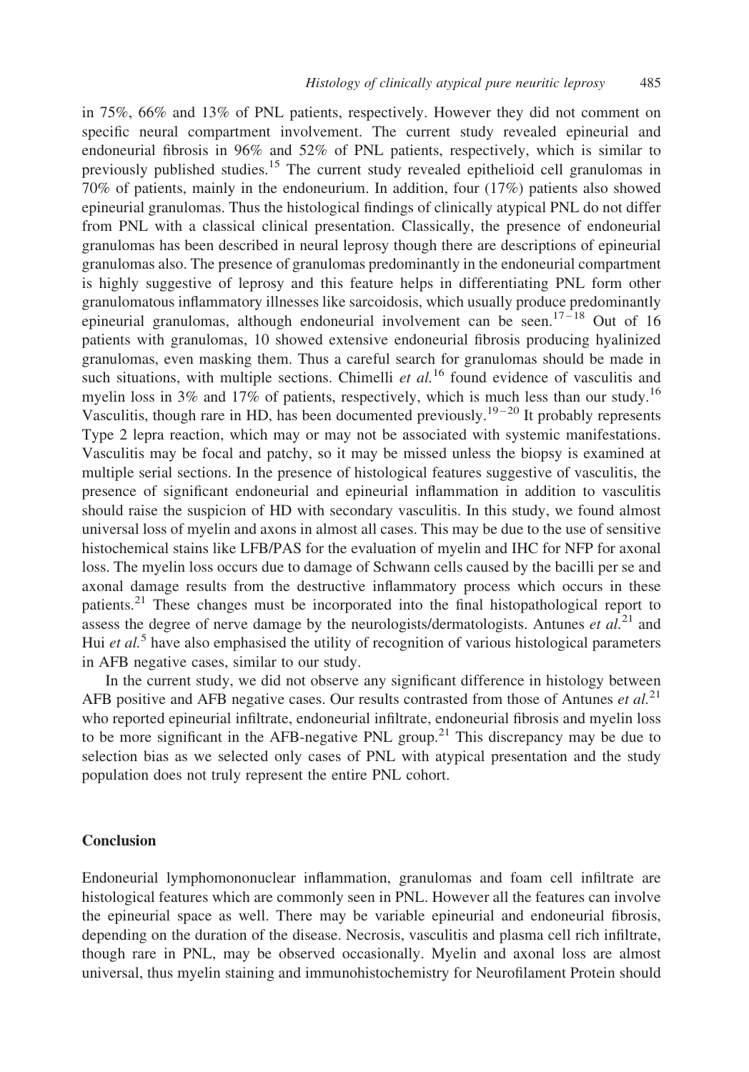in 75%, 66% and 13% of PNL patients, respectively. However they did not comment on specific neural compartment involvement. The current study revealed epineurial and endoneurial fibrosis in 96% and 52% of PNL patients, respectively, which is similar to previously published studies.[15] The current study revealed epithelioid cell granulomas in 70% of patients, mainly in the endoneurium. In addition, four (17%) patients also showed epineurial granulomas. Thus the histological findings of clinically atypical PNL do not differ from PNL with a classical clinical presentation. Classically, the presence of endoneurial granulomas has been described in neural leprosy though there are descriptions of epineurial granulomas also. The presence of granulomas predominantly in the endoneurial compartment is highly suggestive of leprosy and this feature helps in differentiating PNL form other granulomatous inflammatory illnesses like sarcoidosis, which usually produce predominantly epineurial granulomas, although endoneurial involvement can be seen.[17–18] Out of 16 patients with granulomas, 10 showed extensive endoneurial fibrosis producing hyalinized granulomas, even masking them. Thus a careful search for granulomas should be made in such situations, with multiple sections. Chimelli *et al.*[16] found evidence of vasculitis and myelin loss in 3% and 17% of patients, respectively, which is much less than our study.[16] Vasculitis, though rare in HD, has been documented previously.[19–20] It probably represents Type 2 lepra reaction, which may or may not be associated with systemic manifestations. Vasculitis may be focal and patchy, so it may be missed unless the biopsy is examined at multiple serial sections. In the presence of histological features suggestive of vasculitis, the presence of significant endoneurial and epineurial inflammation in addition to vasculitis should raise the suspicion of HD with secondary vasculitis. In this study, we found almost universal loss of myelin and axons in almost all cases. This may be due to the use of sensitive histochemical stains like LFB/PAS for the evaluation of myelin and IHC for NFP for axonal loss. The myelin loss occurs due to damage of Schwann cells caused by the bacilli per se and axonal damage results from the destructive inflammatory process which occurs in these patients.[21] These changes must be incorporated into the final histopathological report to assess the degree of nerve damage by the neurologists/dermatologists. Antunes *et al.*[21] and Hui *et al.*[5] have also emphasised the utility of recognition of various histological parameters in AFB negative cases, similar to our study.

In the current study, we did not observe any significant difference in histology between AFB positive and AFB negative cases. Our results contrasted from those of Antunes *et al.*[21] who reported epineurial infiltrate, endoneurial infiltrate, endoneurial fibrosis and myelin loss to be more significant in the AFB-negative PNL group.[21] This discrepancy may be due to selection bias as we selected only cases of PNL with atypical presentation and the study population does not truly represent the entire PNL cohort.

## Conclusion

Endoneurial lymphomononuclear inflammation, granulomas and foam cell infiltrate are histological features which are commonly seen in PNL. However all the features can involve the epineurial space as well. There may be variable epineurial and endoneurial fibrosis, depending on the duration of the disease. Necrosis, vasculitis and plasma cell rich infiltrate, though rare in PNL, may be observed occasionally. Myelin and axonal loss are almost universal, thus myelin staining and immunohistochemistry for Neurofilament Protein should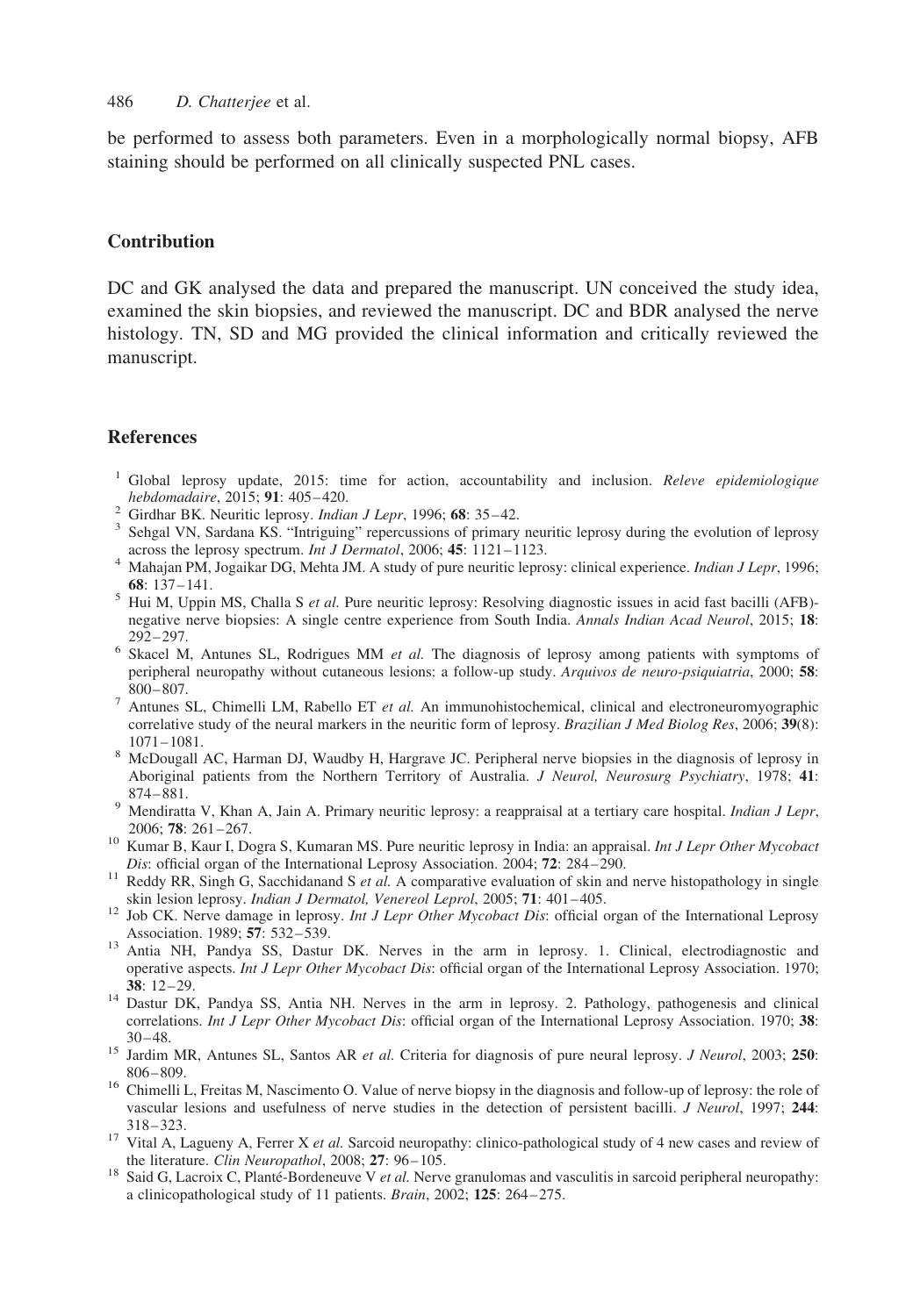be performed to assess both parameters. Even in a morphologically normal biopsy, AFB staining should be performed on all clinically suspected PNL cases.

## Contribution

DC and GK analysed the data and prepared the manuscript. UN conceived the study idea, examined the skin biopsies, and reviewed the manuscript. DC and BDR analysed the nerve histology. TN, SD and MG provided the clinical information and critically reviewed the manuscript.

## References

1. Global leprosy update, 2015: time for action, accountability and inclusion. *Releve epidemiologique hebdomadaire*, 2015; **91**: 405–420.
2. Girdhar BK. Neuritic leprosy. *Indian J Lepr*, 1996; **68**: 35–42.
3. Sehgal VN, Sardana KS. "Intriguing" repercussions of primary neuritic leprosy during the evolution of leprosy across the leprosy spectrum. *Int J Dermatol*, 2006; **45**: 1121–1123.
4. Mahajan PM, Jogaikar DG, Mehta JM. A study of pure neuritic leprosy: clinical experience. *Indian J Lepr*, 1996; **68**: 137–141.
5. Hui M, Uppin MS, Challa S *et al.* Pure neuritic leprosy: Resolving diagnostic issues in acid fast bacilli (AFB)-negative nerve biopsies: A single centre experience from South India. *Annals Indian Acad Neurol*, 2015; **18**: 292–297.
6. Skacel M, Antunes SL, Rodrigues MM *et al.* The diagnosis of leprosy among patients with symptoms of peripheral neuropathy without cutaneous lesions: a follow-up study. *Arquivos de neuro-psiquiatria*, 2000; **58**: 800–807.
7. Antunes SL, Chimelli LM, Rabello ET *et al.* An immunohistochemical, clinical and electroneuromyographic correlative study of the neural markers in the neuritic form of leprosy. *Brazilian J Med Biolog Res*, 2006; **39**(8): 1071–1081.
8. McDougall AC, Harman DJ, Waudby H, Hargrave JC. Peripheral nerve biopsies in the diagnosis of leprosy in Aboriginal patients from the Northern Territory of Australia. *J Neurol, Neurosurg Psychiatry*, 1978; **41**: 874–881.
9. Mendiratta V, Khan A, Jain A. Primary neuritic leprosy: a reappraisal at a tertiary care hospital. *Indian J Lepr*, 2006; **78**: 261–267.
10. Kumar B, Kaur I, Dogra S, Kumaran MS. Pure neuritic leprosy in India: an appraisal. *Int J Lepr Other Mycobact Dis*: official organ of the International Leprosy Association. 2004; **72**: 284–290.
11. Reddy RR, Singh G, Sacchidanand S *et al.* A comparative evaluation of skin and nerve histopathology in single skin lesion leprosy. *Indian J Dermatol, Venereol Leprol*, 2005; **71**: 401–405.
12. Job CK. Nerve damage in leprosy. *Int J Lepr Other Mycobact Dis*: official organ of the International Leprosy Association. 1989; **57**: 532–539.
13. Antia NH, Pandya SS, Dastur DK. Nerves in the arm in leprosy. 1. Clinical, electrodiagnostic and operative aspects. *Int J Lepr Other Mycobact Dis*: official organ of the International Leprosy Association. 1970; **38**: 12–29.
14. Dastur DK, Pandya SS, Antia NH. Nerves in the arm in leprosy. 2. Pathology, pathogenesis and clinical correlations. *Int J Lepr Other Mycobact Dis*: official organ of the International Leprosy Association. 1970; **38**: 30–48.
15. Jardim MR, Antunes SL, Santos AR *et al.* Criteria for diagnosis of pure neural leprosy. *J Neurol*, 2003; **250**: 806–809.
16. Chimelli L, Freitas M, Nascimento O. Value of nerve biopsy in the diagnosis and follow-up of leprosy: the role of vascular lesions and usefulness of nerve studies in the detection of persistent bacilli. *J Neurol*, 1997; **244**: 318–323.
17. Vital A, Lagueny A, Ferrer X *et al.* Sarcoid neuropathy: clinico-pathological study of 4 new cases and review of the literature. *Clin Neuropathol*, 2008; **27**: 96–105.
18. Said G, Lacroix C, Planté-Bordeneuve V *et al.* Nerve granulomas and vasculitis in sarcoid peripheral neuropathy: a clinicopathological study of 11 patients. *Brain*, 2002; **125**: 264–275.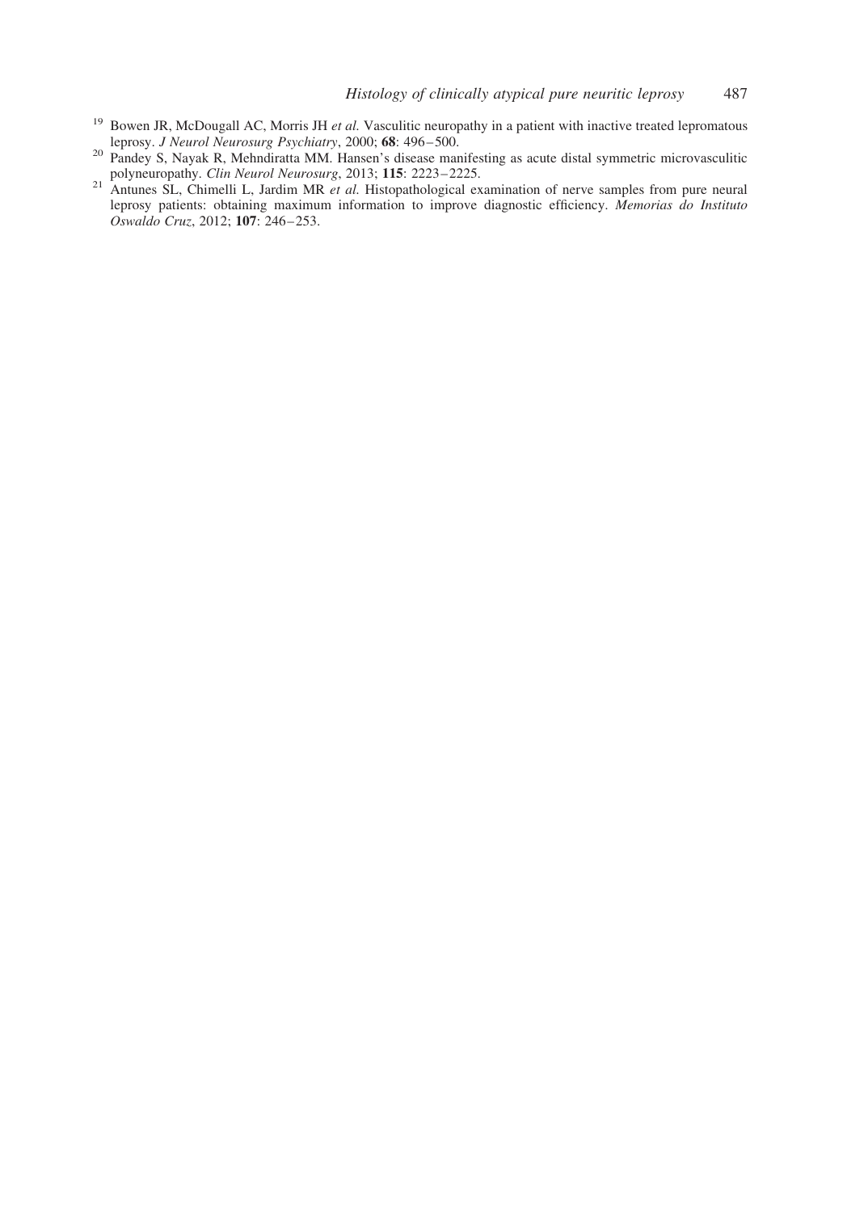19 Bowen JR, McDougall AC, Morris JH *et al.* Vasculitic neuropathy in a patient with inactive treated lepromatous leprosy. *J Neurol Neurosurg Psychiatry*, 2000; **68**: 496–500.

20 Pandey S, Nayak R, Mehndiratta MM. Hansen's disease manifesting as acute distal symmetric microvasculitic polyneuropathy. *Clin Neurol Neurosurg*, 2013; **115**: 2223–2225.

21 Antunes SL, Chimelli L, Jardim MR *et al.* Histopathological examination of nerve samples from pure neural leprosy patients: obtaining maximum information to improve diagnostic efficiency. *Memorias do Instituto Oswaldo Cruz*, 2012; **107**: 246–253.